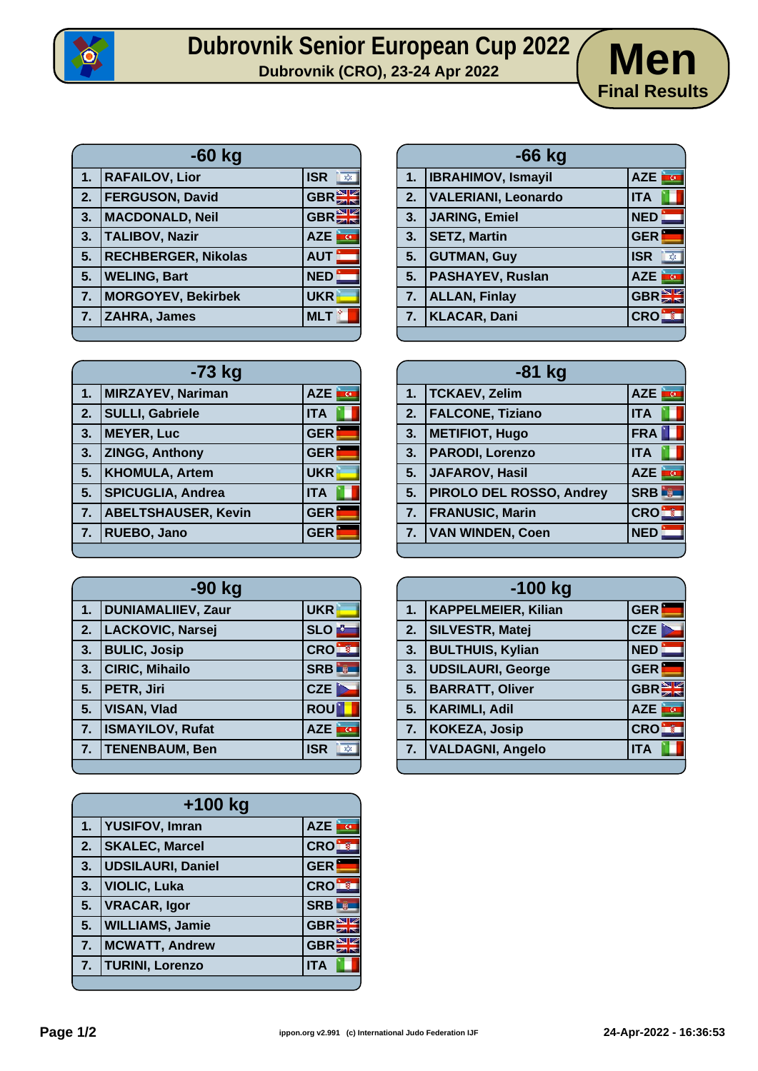# Dubrovnik Senior European Cup 2022

**Dubrovnik (CRO), 23-24 Apr 2022**

# Men

**Final Results**

| -60 kg | | |
|---|---|---|
| 1. | RAFAILOV, Lior | ISR |
| 2. | FERGUSON, David | GBR |
| 3. | MACDONALD, Neil | GBR |
| 3. | TALIBOV, Nazir | AZE |
| 5. | RECHBERGER, Nikolas | AUT |
| 5. | WELING, Bart | NED |
| 7. | MORGOYEV, Bekirbek | UKR |
| 7. | ZAHRA, James | MLT |

| -66 kg | | |
|---|---|---|
| 1. | IBRAHIMOV, Ismayil | AZE |
| 2. | VALERIANI, Leonardo | ITA |
| 3. | JARING, Emiel | NED |
| 3. | SETZ, Martin | GER |
| 5. | GUTMAN, Guy | ISR |
| 5. | PASHAYEV, Ruslan | AZE |
| 7. | ALLAN, Finlay | GBR |
| 7. | KLACAR, Dani | CRO |

| -73 kg | | |
|---|---|---|
| 1. | MIRZAYEV, Nariman | AZE |
| 2. | SULLI, Gabriele | ITA |
| 3. | MEYER, Luc | GER |
| 3. | ZINGG, Anthony | GER |
| 5. | KHOMULA, Artem | UKR |
| 5. | SPICUGLIA, Andrea | ITA |
| 7. | ABELTSHAUSER, Kevin | GER |
| 7. | RUEBO, Jano | GER |

| -81 kg | | |
|---|---|---|
| 1. | TCKAEV, Zelim | AZE |
| 2. | FALCONE, Tiziano | ITA |
| 3. | METIFIOT, Hugo | FRA |
| 3. | PARODI, Lorenzo | ITA |
| 5. | JAFAROV, Hasil | AZE |
| 5. | PIROLO DEL ROSSO, Andrey | SRB |
| 7. | FRANUSIC, Marin | CRO |
| 7. | VAN WINDEN, Coen | NED |

| -90 kg | | |
|---|---|---|
| 1. | DUNIAMALIIEV, Zaur | UKR |
| 2. | LACKOVIC, Narsej | SLO |
| 3. | BULIC, Josip | CRO |
| 3. | CIRIC, Mihailo | SRB |
| 5. | PETR, Jiri | CZE |
| 5. | VISAN, Vlad | ROU |
| 7. | ISMAYILOV, Rufat | AZE |
| 7. | TENENBAUM, Ben | ISR |

| -100 kg | | |
|---|---|---|
| 1. | KAPPELMEIER, Kilian | GER |
| 2. | SILVESTR, Matej | CZE |
| 3. | BULTHUIS, Kylian | NED |
| 3. | UDSILAURI, George | GER |
| 5. | BARRATT, Oliver | GBR |
| 5. | KARIMLI, Adil | AZE |
| 7. | KOKEZA, Josip | CRO |
| 7. | VALDAGNI, Angelo | ITA |

| +100 kg | | |
|---|---|---|
| 1. | YUSIFOV, Imran | AZE |
| 2. | SKALEC, Marcel | CRO |
| 3. | UDSILAURI, Daniel | GER |
| 3. | VIOLIC, Luka | CRO |
| 5. | VRACAR, Igor | SRB |
| 5. | WILLIAMS, Jamie | GBR |
| 7. | MCWATT, Andrew | GBR |
| 7. | TURINI, Lorenzo | ITA |

ippon.org v2.991 (c) International Judo Federation IJF

24-Apr-2022 - 16:36:53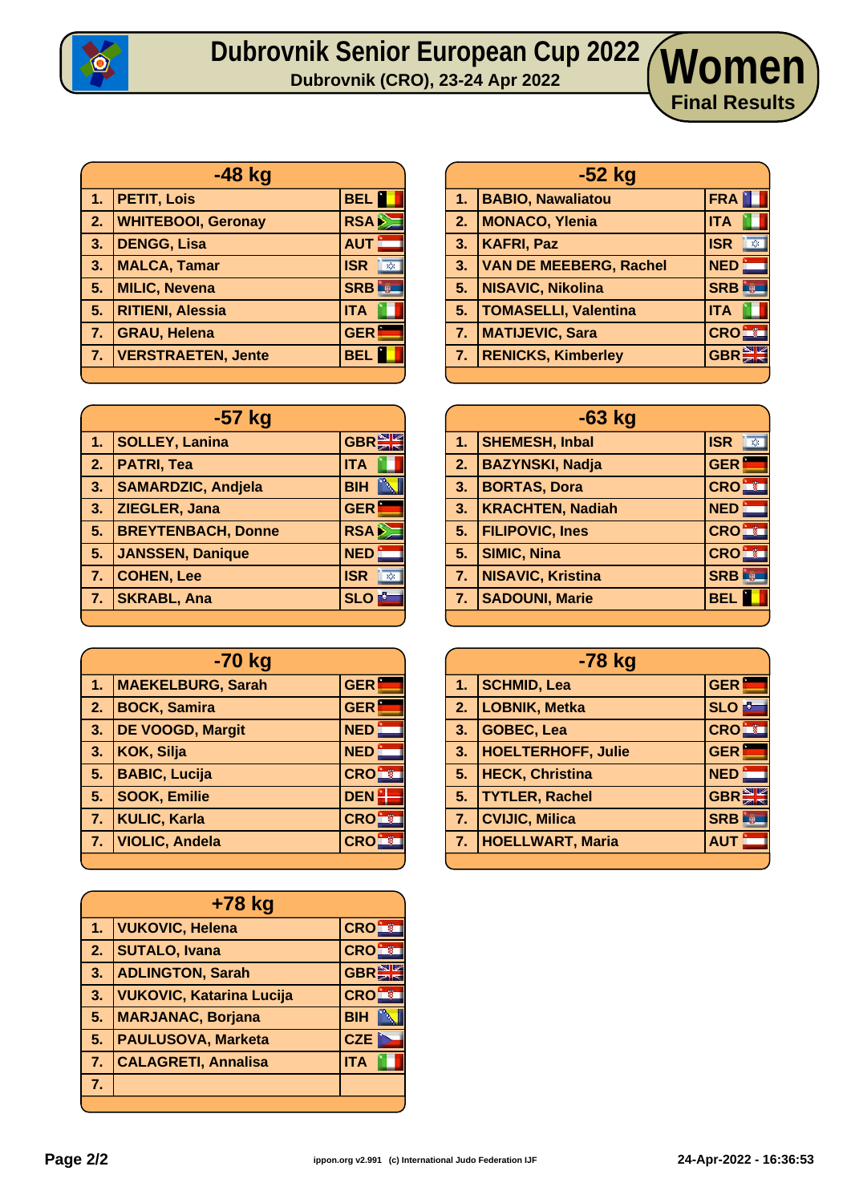# Dubrovnik Senior European Cup 2022

**Dubrovnik (CRO), 23-24 Apr 2022**

## Women

**Final Results**

### -48 kg

| | | |
|---|---|---|
| 1. | PETIT, Lois | BEL |
| 2. | WHITEBOOI, Geronay | RSA |
| 3. | DENGG, Lisa | AUT |
| 3. | MALCA, Tamar | ISR |
| 5. | MILIC, Nevena | SRB |
| 5. | RITIENI, Alessia | ITA |
| 7. | GRAU, Helena | GER |
| 7. | VERSTRAETEN, Jente | BEL |

### -52 kg

| | | |
|---|---|---|
| 1. | BABIO, Nawaliatou | FRA |
| 2. | MONACO, Ylenia | ITA |
| 3. | KAFRI, Paz | ISR |
| 3. | VAN DE MEEBERG, Rachel | NED |
| 5. | NISAVIC, Nikolina | SRB |
| 5. | TOMASELLI, Valentina | ITA |
| 7. | MATIJEVIC, Sara | CRO |
| 7. | RENICKS, Kimberley | GBR |

### -57 kg

| | | |
|---|---|---|
| 1. | SOLLEY, Lanina | GBR |
| 2. | PATRI, Tea | ITA |
| 3. | SAMARDZIC, Andjela | BIH |
| 3. | ZIEGLER, Jana | GER |
| 5. | BREYTENBACH, Donne | RSA |
| 5. | JANSSEN, Danique | NED |
| 7. | COHEN, Lee | ISR |
| 7. | SKRABL, Ana | SLO |

### -63 kg

| | | |
|---|---|---|
| 1. | SHEMESH, Inbal | ISR |
| 2. | BAZYNSKI, Nadja | GER |
| 3. | BORTAS, Dora | CRO |
| 3. | KRACHTEN, Nadiah | NED |
| 5. | FILIPOVIC, Ines | CRO |
| 5. | SIMIC, Nina | CRO |
| 7. | NISAVIC, Kristina | SRB |
| 7. | SADOUNI, Marie | BEL |

### -70 kg

| | | |
|---|---|---|
| 1. | MAEKELBURG, Sarah | GER |
| 2. | BOCK, Samira | GER |
| 3. | DE VOOGD, Margit | NED |
| 3. | KOK, Silja | NED |
| 5. | BABIC, Lucija | CRO |
| 5. | SOOK, Emilie | DEN |
| 7. | KULIC, Karla | CRO |
| 7. | VIOLIC, Andela | CRO |

### -78 kg

| | | |
|---|---|---|
| 1. | SCHMID, Lea | GER |
| 2. | LOBNIK, Metka | SLO |
| 3. | GOBEC, Lea | CRO |
| 3. | HOELTERHOFF, Julie | GER |
| 5. | HECK, Christina | NED |
| 5. | TYTLER, Rachel | GBR |
| 7. | CVIJIC, Milica | SRB |
| 7. | HOELLWART, Maria | AUT |

### +78 kg

| | | |
|---|---|---|
| 1. | VUKOVIC, Helena | CRO |
| 2. | SUTALO, Ivana | CRO |
| 3. | ADLINGTON, Sarah | GBR |
| 3. | VUKOVIC, Katarina Lucija | CRO |
| 5. | MARJANAC, Borjana | BIH |
| 5. | PAULUSOVA, Marketa | CZE |
| 7. | CALAGRETI, Annalisa | ITA |
| 7. | | |

ippon.org v2.991 (c) International Judo Federation IJF

24-Apr-2022 - 16:36:53